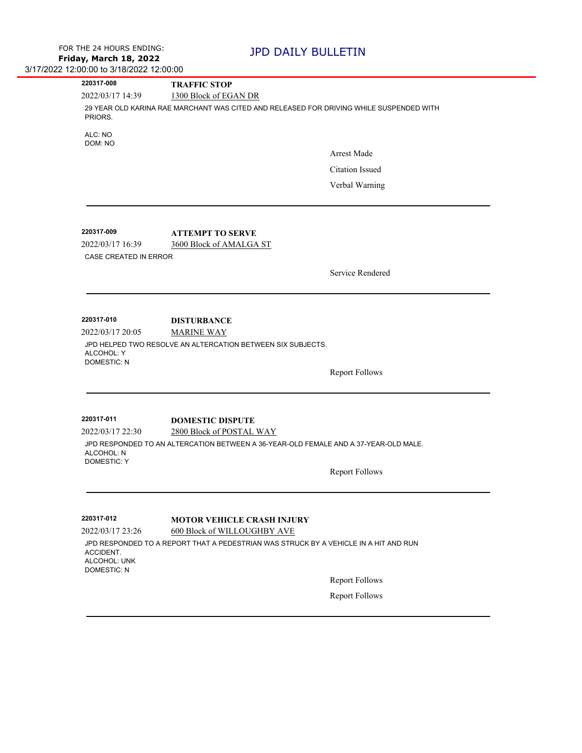FOR THE 24 HOURS ENDING:
**Friday, March 18, 2022**
3/17/2022 12:00:00 to 3/18/2022 12:00:00

# JPD DAILY BULLETIN

---

**220317-008** **TRAFFIC STOP**
2022/03/17 14:39 1300 Block of EGAN DR

29 YEAR OLD KARINA RAE MARCHANT WAS CITED AND RELEASED FOR DRIVING WHILE SUSPENDED WITH PRIORS.

ALC: NO
DOM: NO

Arrest Made
Citation Issued
Verbal Warning

---

**220317-009** **ATTEMPT TO SERVE**
2022/03/17 16:39 3600 Block of AMALGA ST

CASE CREATED IN ERROR

Service Rendered

---

**220317-010** **DISTURBANCE**
2022/03/17 20:05 MARINE WAY

JPD HELPED TWO RESOLVE AN ALTERCATION BETWEEN SIX SUBJECTS.
ALCOHOL: Y
DOMESTIC: N

Report Follows

---

**220317-011** **DOMESTIC DISPUTE**
2022/03/17 22:30 2800 Block of POSTAL WAY

JPD RESPONDED TO AN ALTERCATION BETWEEN A 36-YEAR-OLD FEMALE AND A 37-YEAR-OLD MALE.
ALCOHOL: N
DOMESTIC: Y

Report Follows

---

**220317-012** **MOTOR VEHICLE CRASH INJURY**
2022/03/17 23:26 600 Block of WILLOUGHBY AVE

JPD RESPONDED TO A REPORT THAT A PEDESTRIAN WAS STRUCK BY A VEHICLE IN A HIT AND RUN ACCIDENT.
ALCOHOL: UNK
DOMESTIC: N

Report Follows
Report Follows

---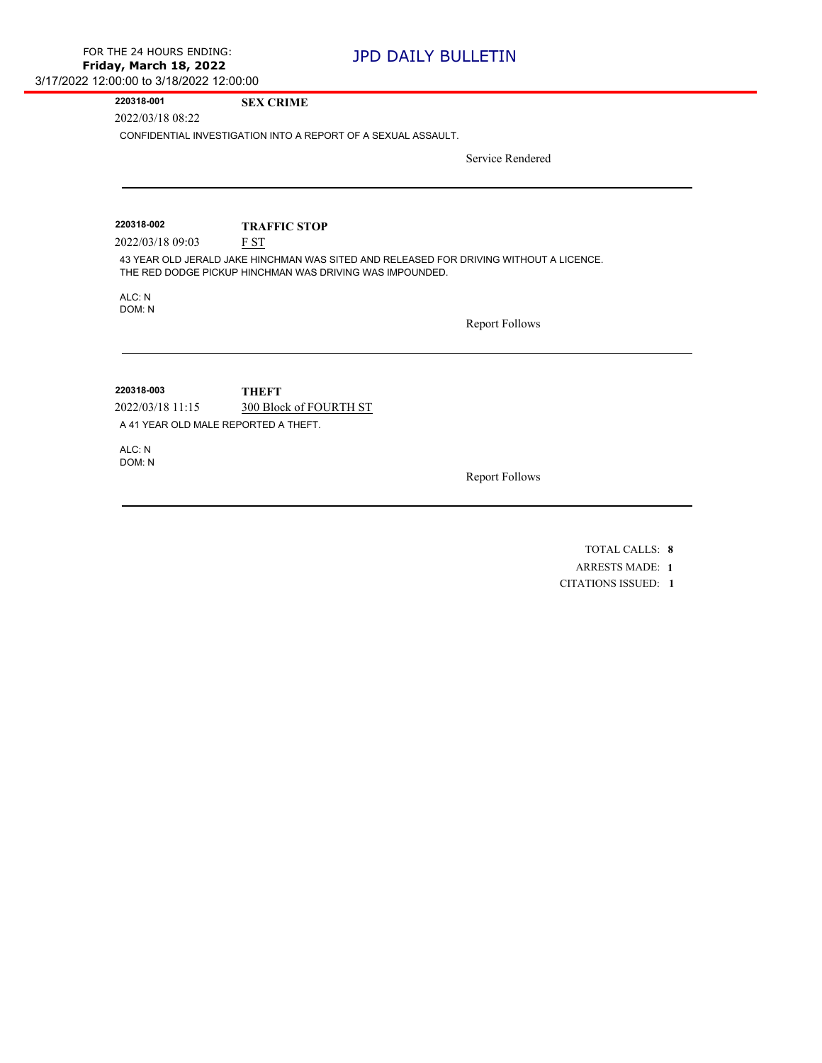FOR THE 24 HOURS ENDING:
**Friday, March 18, 2022**
3/17/2022 12:00:00 to 3/18/2022 12:00:00

# JPD DAILY BULLETIN

---

**220318-001** **SEX CRIME**
2022/03/18 08:22

CONFIDENTIAL INVESTIGATION INTO A REPORT OF A SEXUAL ASSAULT.

Service Rendered

---

**220318-002** **TRAFFIC STOP**
2022/03/18 09:03 F ST

43 YEAR OLD JERALD JAKE HINCHMAN WAS SITED AND RELEASED FOR DRIVING WITHOUT A LICENCE. THE RED DODGE PICKUP HINCHMAN WAS DRIVING WAS IMPOUNDED.

ALC: N
DOM: N

Report Follows

---

**220318-003** **THEFT**
2022/03/18 11:15 300 Block of FOURTH ST

A 41 YEAR OLD MALE REPORTED A THEFT.

ALC: N
DOM: N

Report Follows

---

TOTAL CALLS: **8**
ARRESTS MADE: **1**
CITATIONS ISSUED: **1**